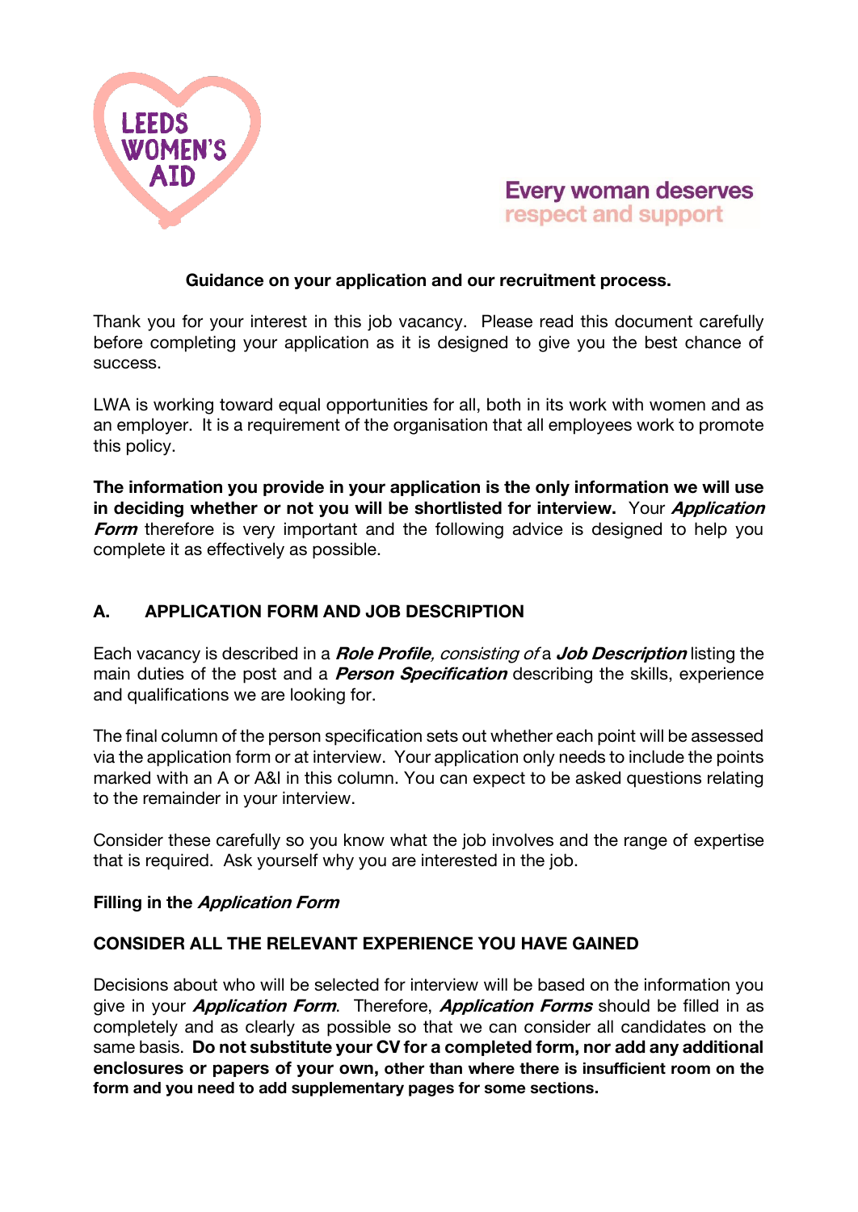LEEDS WOMEN'S AID

Every woman deserves respect and support

**Guidance on your application and our recruitment process.**

Thank you for your interest in this job vacancy. Please read this document carefully before completing your application as it is designed to give you the best chance of success.

LWA is working toward equal opportunities for all, both in its work with women and as an employer. It is a requirement of the organisation that all employees work to promote this policy.

**The information you provide in your application is the only information we will use in deciding whether or not you will be shortlisted for interview.** Your ***Application Form*** therefore is very important and the following advice is designed to help you complete it as effectively as possible.

## A. APPLICATION FORM AND JOB DESCRIPTION

Each vacancy is described in a ***Role Profile****, consisting of* a ***Job Description*** listing the main duties of the post and a ***Person Specification*** describing the skills, experience and qualifications we are looking for.

The final column of the person specification sets out whether each point will be assessed via the application form or at interview. Your application only needs to include the points marked with an A or A&I in this column. You can expect to be asked questions relating to the remainder in your interview.

Consider these carefully so you know what the job involves and the range of expertise that is required. Ask yourself why you are interested in the job.

### Filling in the *Application Form*

### CONSIDER ALL THE RELEVANT EXPERIENCE YOU HAVE GAINED

Decisions about who will be selected for interview will be based on the information you give in your ***Application Form***. Therefore, ***Application Forms*** should be filled in as completely and as clearly as possible so that we can consider all candidates on the same basis. **Do not substitute your CV for a completed form, nor add any additional enclosures or papers of your own, other than where there is insufficient room on the form and you need to add supplementary pages for some sections.**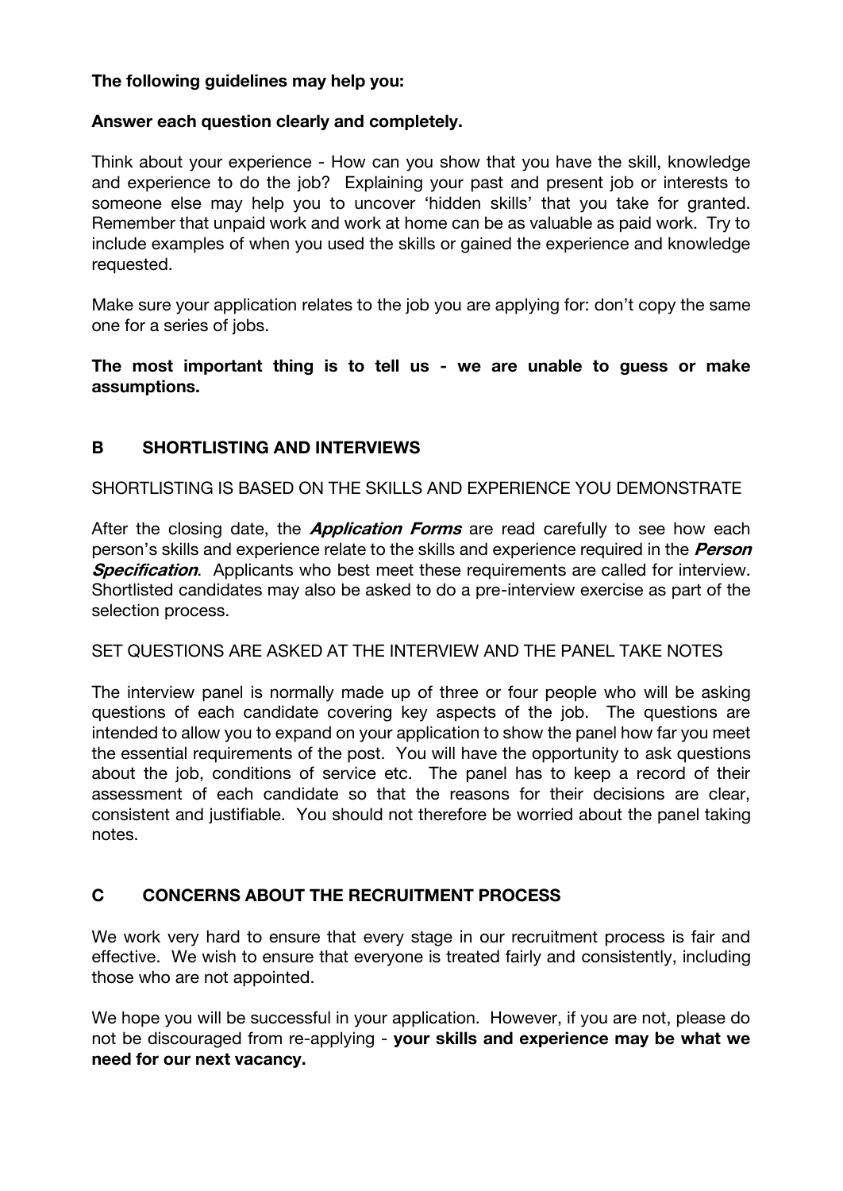**The following guidelines may help you:**

**Answer each question clearly and completely.**

Think about your experience - How can you show that you have the skill, knowledge and experience to do the job? Explaining your past and present job or interests to someone else may help you to uncover 'hidden skills' that you take for granted. Remember that unpaid work and work at home can be as valuable as paid work. Try to include examples of when you used the skills or gained the experience and knowledge requested.

Make sure your application relates to the job you are applying for: don't copy the same one for a series of jobs.

**The most important thing is to tell us - we are unable to guess or make assumptions.**

## B SHORTLISTING AND INTERVIEWS

SHORTLISTING IS BASED ON THE SKILLS AND EXPERIENCE YOU DEMONSTRATE

After the closing date, the ***Application Forms*** are read carefully to see how each person's skills and experience relate to the skills and experience required in the ***Person Specification***. Applicants who best meet these requirements are called for interview. Shortlisted candidates may also be asked to do a pre-interview exercise as part of the selection process.

SET QUESTIONS ARE ASKED AT THE INTERVIEW AND THE PANEL TAKE NOTES

The interview panel is normally made up of three or four people who will be asking questions of each candidate covering key aspects of the job. The questions are intended to allow you to expand on your application to show the panel how far you meet the essential requirements of the post. You will have the opportunity to ask questions about the job, conditions of service etc. The panel has to keep a record of their assessment of each candidate so that the reasons for their decisions are clear, consistent and justifiable. You should not therefore be worried about the panel taking notes.

## C CONCERNS ABOUT THE RECRUITMENT PROCESS

We work very hard to ensure that every stage in our recruitment process is fair and effective. We wish to ensure that everyone is treated fairly and consistently, including those who are not appointed.

We hope you will be successful in your application. However, if you are not, please do not be discouraged from re-applying - **your skills and experience may be what we need for our next vacancy.**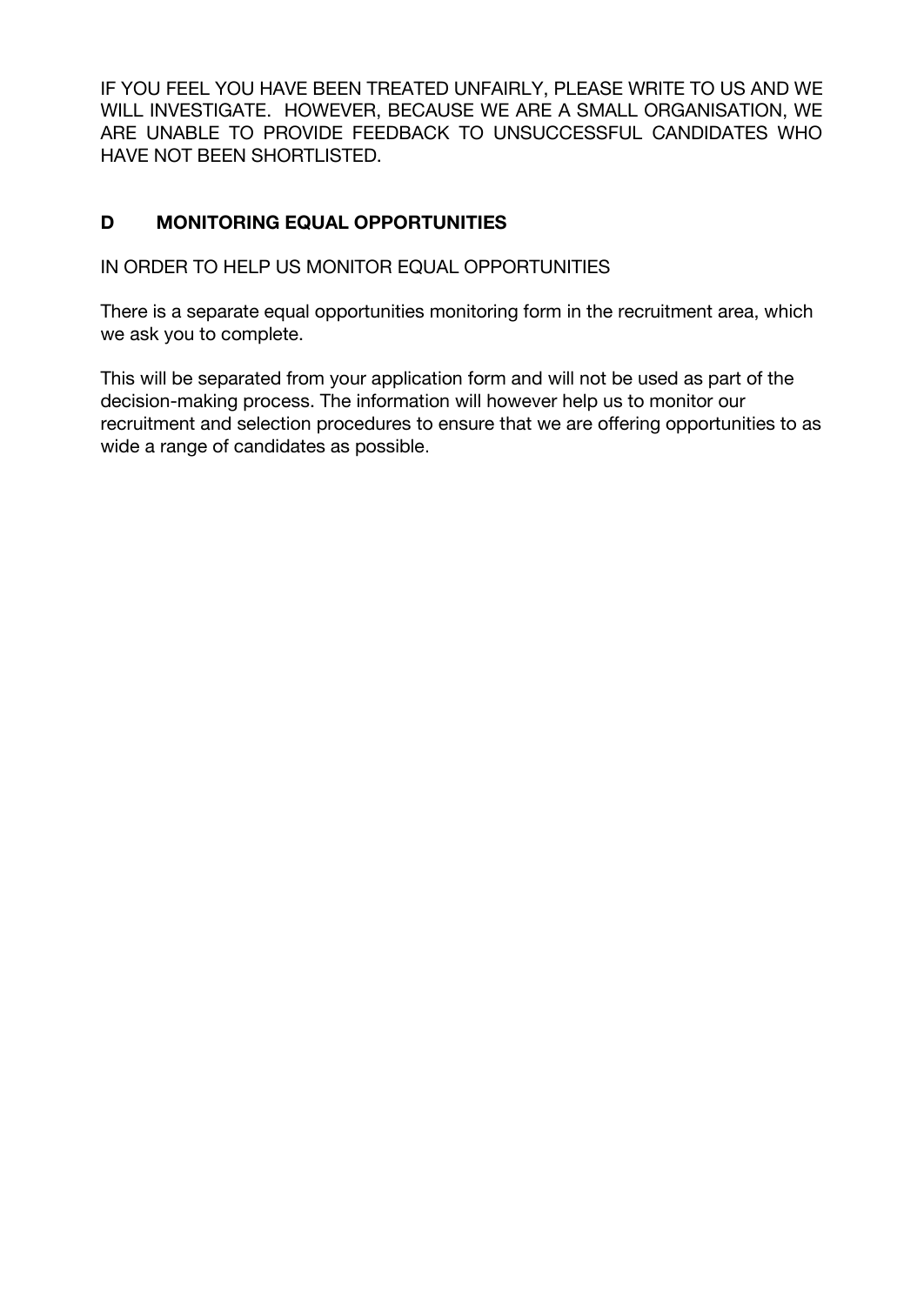IF YOU FEEL YOU HAVE BEEN TREATED UNFAIRLY, PLEASE WRITE TO US AND WE WILL INVESTIGATE. HOWEVER, BECAUSE WE ARE A SMALL ORGANISATION, WE ARE UNABLE TO PROVIDE FEEDBACK TO UNSUCCESSFUL CANDIDATES WHO HAVE NOT BEEN SHORTLISTED.

## D MONITORING EQUAL OPPORTUNITIES

IN ORDER TO HELP US MONITOR EQUAL OPPORTUNITIES

There is a separate equal opportunities monitoring form in the recruitment area, which we ask you to complete.

This will be separated from your application form and will not be used as part of the decision-making process. The information will however help us to monitor our recruitment and selection procedures to ensure that we are offering opportunities to as wide a range of candidates as possible.